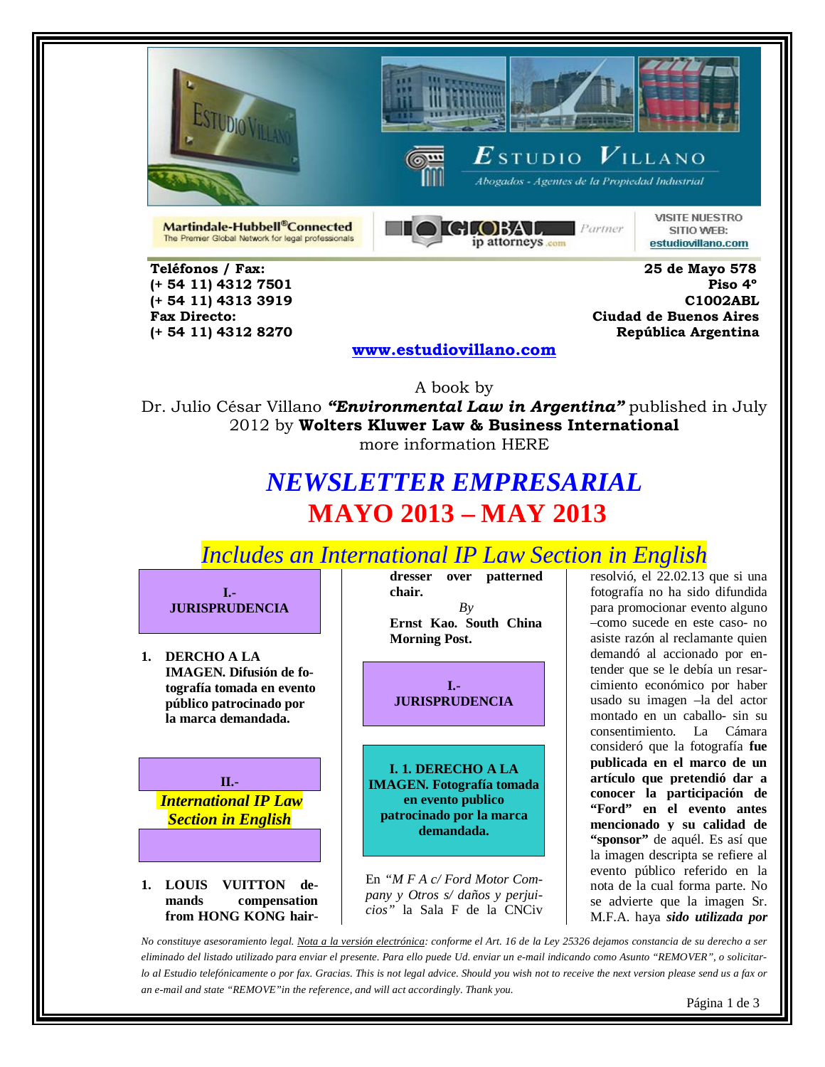ESTUDIO VILLANO

*Abogados - Agentes de la Propiedad Industrial*

Martindale-Hubbell® Connected
The Premier Global Network for legal professionals

GLOBAL ip attorneys .com Partner

VISITE NUESTRO SITIO WEB: estudiovillano.com

**Teléfonos / Fax:**
**(+ 54 11) 4312 7501**
**(+ 54 11) 4313 3919**
**Fax Directo:**
**(+ 54 11) 4312 8270**

**25 de Mayo 578**
**Piso 4°**
**C1002ABL**
**Ciudad de Buenos Aires**
**República Argentina**

**www.estudiovillano.com**

A book by
Dr. Julio César Villano ***"Environmental Law in Argentina"*** published in July 2012 by **Wolters Kluwer Law & Business International**
more information HERE

# *NEWSLETTER EMPRESARIAL*

# MAYO 2013 – MAY 2013

## *Includes an International IP Law Section in English*

**I.- JURISPRUDENCIA**

1. **DERCHO A LA IMAGEN. Difusión de fotografía tomada en evento público patrocinado por la marca demandada.**

**II.- *International IP Law Section in English***

1. **LOUIS VUITTON demands compensation from HONG KONG hairdresser over patterned chair.**

   *By*
   **Ernst Kao. South China Morning Post.**

## I.- JURISPRUDENCIA

### I. 1. DERECHO A LA IMAGEN. Fotografía tomada en evento publico patrocinado por la marca demandada.

En *"M F A c/ Ford Motor Company y Otros s/ daños y perjuicios"* la Sala F de la CNCiv resolvió, el 22.02.13 que si una fotografía no ha sido difundida para promocionar evento alguno –como sucede en este caso- no asiste razón al reclamante quien demandó al accionado por entender que se le debía un resarcimiento económico por haber usado su imagen –la del actor montado en un caballo- sin su consentimiento. La Cámara consideró que la fotografía **fue publicada en el marco de un artículo que pretendió dar a conocer la participación de "Ford" en el evento antes mencionado y su calidad de "sponsor"** de aquél. Es así que la imagen descripta se refiere al evento público referido en la nota de la cual forma parte. No se advierte que la imagen Sr. M.F.A. haya ***sido utilizada por***

*No constituye asesoramiento legal. Nota a la versión electrónica: conforme el Art. 16 de la Ley 25326 dejamos constancia de su derecho a ser eliminado del listado utilizado para enviar el presente. Para ello puede Ud. enviar un e-mail indicando como Asunto "REMOVER", o solicitarlo al Estudio telefónicamente o por fax. Gracias. This is not legal advice. Should you wish not to receive the next version please send us a fax or an e-mail and state "REMOVE"in the reference, and will act accordingly. Thank you.*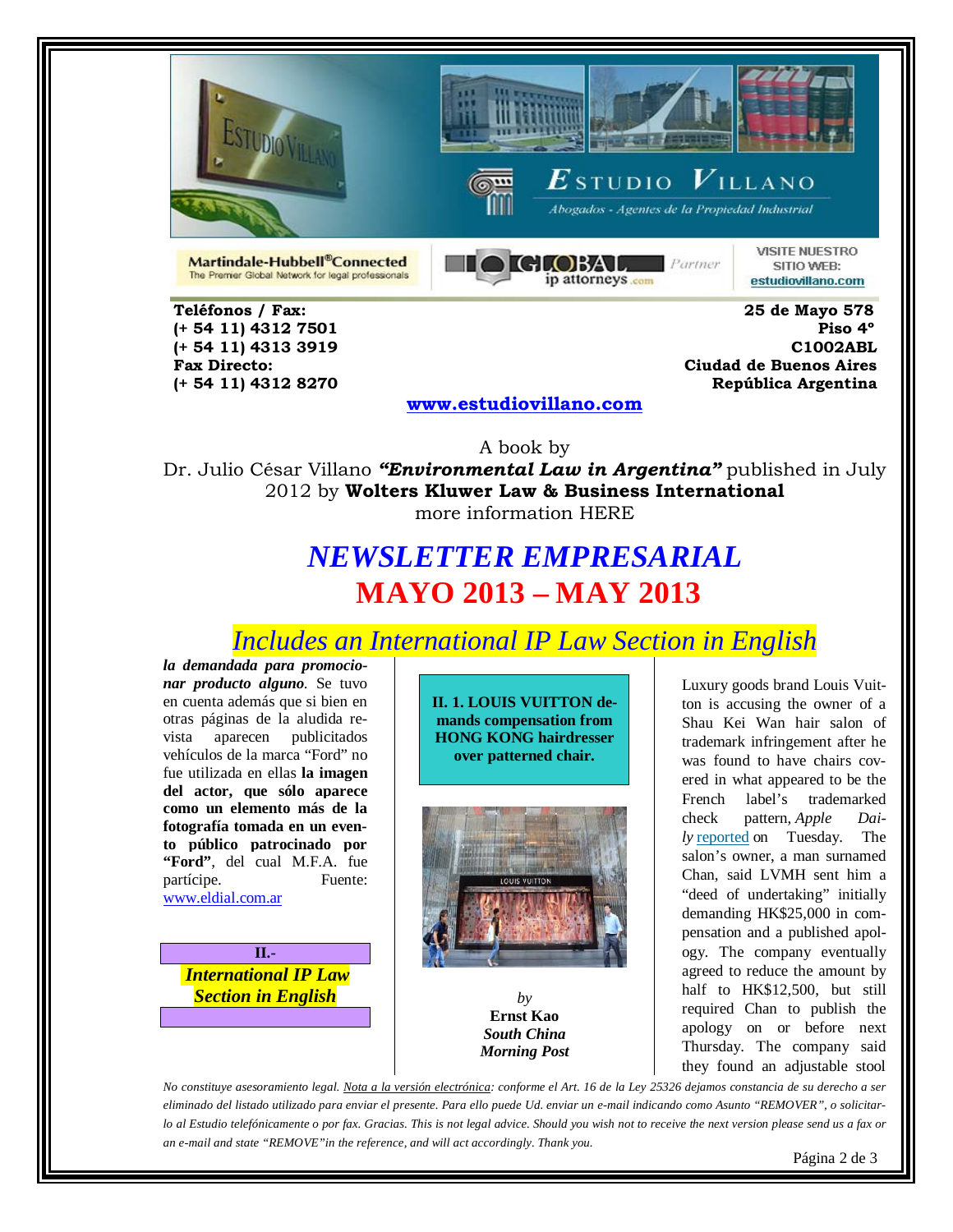**Teléfonos / Fax:**
**(+ 54 11) 4312 7501**
**(+ 54 11) 4313 3919**
**Fax Directo:**
**(+ 54 11) 4312 8270**

**25 de Mayo 578**
**Piso 4°**
**C1002ABL**
**Ciudad de Buenos Aires**
**República Argentina**

**www.estudiovillano.com**

A book by
Dr. Julio César Villano ***"Environmental Law in Argentina"*** published in July 2012 by **Wolters Kluwer Law & Business International**
more information HERE

# *NEWSLETTER EMPRESARIAL*
# MAYO 2013 – MAY 2013

## *Includes an International IP Law Section in English*

***la demandada para promocionar producto alguno***. Se tuvo en cuenta además que si bien en otras páginas de la aludida revista aparecen publicitados vehículos de la marca "Ford" no fue utilizada en ellas **la imagen del actor, que sólo aparece como un elemento más de la fotografía tomada en un evento público patrocinado por "Ford"**, del cual M.F.A. fue partícipe. Fuente: www.eldial.com.ar

## II.- *International IP Law Section in English*

### II. 1. LOUIS VUITTON demands compensation from HONG KONG hairdresser over patterned chair.

*by*
**Ernst Kao**
***South China Morning Post***

Luxury goods brand Louis Vuitton is accusing the owner of a Shau Kei Wan hair salon of trademark infringement after he was found to have chairs covered in what appeared to be the French label's trademarked check pattern, *Apple Daily* reported on Tuesday. The salon's owner, a man surnamed Chan, said LVMH sent him a "deed of undertaking" initially demanding HK$25,000 in compensation and a published apology. The company eventually agreed to reduce the amount by half to HK$12,500, but still required Chan to publish the apology on or before next Thursday. The company said they found an adjustable stool

*No constituye asesoramiento legal. Nota a la versión electrónica: conforme el Art. 16 de la Ley 25326 dejamos constancia de su derecho a ser eliminado del listado utilizado para enviar el presente. Para ello puede Ud. enviar un e-mail indicando como Asunto "REMOVER", o solicitarlo al Estudio telefónicamente o por fax. Gracias. This is not legal advice. Should you wish not to receive the next version please send us a fax or an e-mail and state "REMOVE" in the reference, and will act accordingly. Thank you.*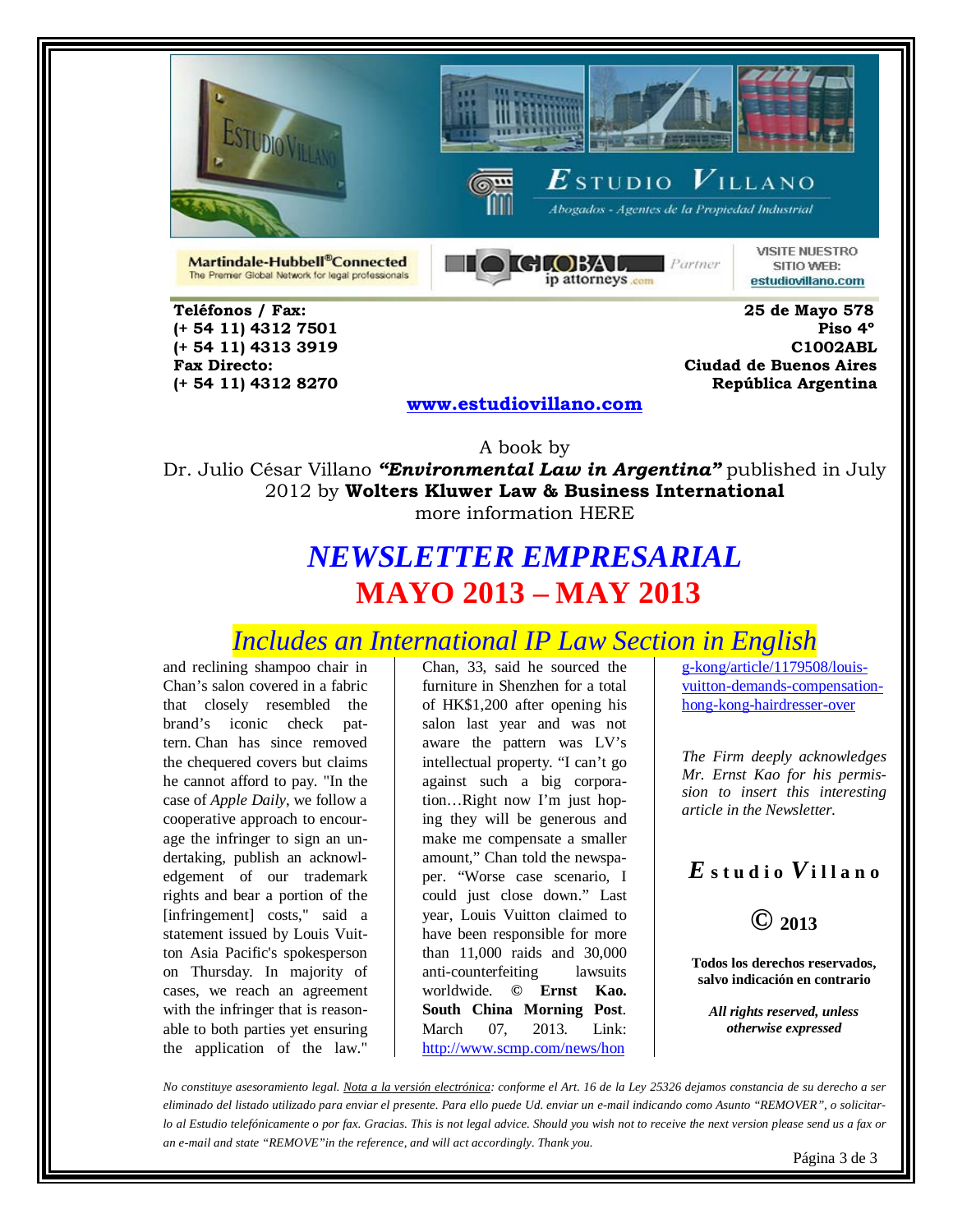Estudio Villano
Abogados - Agentes de la Propiedad Industrial

Martindale-Hubbell® Connected
The Premier Global Network for legal professionals

GLOBAL ip attorneys .com Partner

VISITE NUESTRO SITIO WEB: estudiovillano.com

**Teléfonos / Fax:**
**(+ 54 11) 4312 7501**
**(+ 54 11) 4313 3919**
**Fax Directo:**
**(+ 54 11) 4312 8270**

**25 de Mayo 578**
**Piso 4°**
**C1002ABL**
**Ciudad de Buenos Aires**
**República Argentina**

**www.estudiovillano.com**

A book by
Dr. Julio César Villano ***"Environmental Law in Argentina"*** published in July 2012 by **Wolters Kluwer Law & Business International**
more information HERE

# *NEWSLETTER EMPRESARIAL*

# MAYO 2013 – MAY 2013

## *Includes an International IP Law Section in English*

and reclining shampoo chair in Chan's salon covered in a fabric that closely resembled the brand's iconic check pattern. Chan has since removed the chequered covers but claims he cannot afford to pay. "In the case of *Apple Daily*, we follow a cooperative approach to encourage the infringer to sign an undertaking, publish an acknowledgement of our trademark rights and bear a portion of the [infringement] costs," said a statement issued by Louis Vuitton Asia Pacific's spokesperson on Thursday. In majority of cases, we reach an agreement with the infringer that is reasonable to both parties yet ensuring the application of the law." Chan, 33, said he sourced the furniture in Shenzhen for a total of HK$1,200 after opening his salon last year and was not aware the pattern was LV's intellectual property. "I can't go against such a big corporation…Right now I'm just hoping they will be generous and make me compensate a smaller amount," Chan told the newspaper. "Worse case scenario, I could just close down." Last year, Louis Vuitton claimed to have been responsible for more than 11,000 raids and 30,000 anti-counterfeiting lawsuits worldwide. **© Ernst Kao. South China Morning Post**. March 07, 2013. Link: http://www.scmp.com/news/hong-kong/article/1179508/louis-vuitton-demands-compensation-hong-kong-hairdresser-over

*The Firm deeply acknowledges Mr. Ernst Kao for his permission to insert this interesting article in the Newsletter.*

***E studio V illano***

**© 2013**

**Todos los derechos reservados, salvo indicación en contrario**

***All rights reserved, unless otherwise expressed***

*No constituye asesoramiento legal. Nota a la versión electrónica: conforme el Art. 16 de la Ley 25326 dejamos constancia de su derecho a ser eliminado del listado utilizado para enviar el presente. Para ello puede Ud. enviar un e-mail indicando como Asunto "REMOVER", o solicitarlo al Estudio telefónicamente o por fax. Gracias. This is not legal advice. Should you wish not to receive the next version please send us a fax or an e-mail and state "REMOVE"in the reference, and will act accordingly. Thank you.*